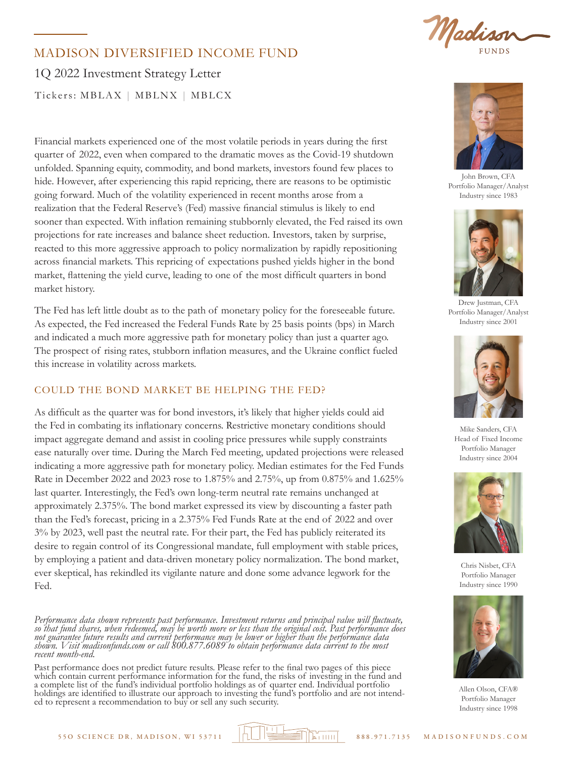# MADISON DIVERSIFIED INCOME FUND

## 1Q 2022 Investment Strategy Letter

Tickers: MBLAX | MBLNX | MBLCX

Financial markets experienced one of the most volatile periods in years during the first quarter of 2022, even when compared to the dramatic moves as the Covid-19 shutdown unfolded. Spanning equity, commodity, and bond markets, investors found few places to hide. However, after experiencing this rapid repricing, there are reasons to be optimistic going forward. Much of the volatility experienced in recent months arose from a realization that the Federal Reserve's (Fed) massive financial stimulus is likely to end sooner than expected. With inflation remaining stubbornly elevated, the Fed raised its own projections for rate increases and balance sheet reduction. Investors, taken by surprise, reacted to this more aggressive approach to policy normalization by rapidly repositioning across financial markets. This repricing of expectations pushed yields higher in the bond market, flattening the yield curve, leading to one of the most difficult quarters in bond market history.

The Fed has left little doubt as to the path of monetary policy for the foreseeable future. As expected, the Fed increased the Federal Funds Rate by 25 basis points (bps) in March and indicated a much more aggressive path for monetary policy than just a quarter ago. The prospect of rising rates, stubborn inflation measures, and the Ukraine conflict fueled this increase in volatility across markets.

### COULD THE BOND MARKET BE HELPING THE FED?

As difficult as the quarter was for bond investors, it's likely that higher yields could aid the Fed in combating its inflationary concerns. Restrictive monetary conditions should impact aggregate demand and assist in cooling price pressures while supply constraints ease naturally over time. During the March Fed meeting, updated projections were released indicating a more aggressive path for monetary policy. Median estimates for the Fed Funds Rate in December 2022 and 2023 rose to 1.875% and 2.75%, up from 0.875% and 1.625% last quarter. Interestingly, the Fed's own long-term neutral rate remains unchanged at approximately 2.375%. The bond market expressed its view by discounting a faster path than the Fed's forecast, pricing in a 2.375% Fed Funds Rate at the end of 2022 and over 3% by 2023, well past the neutral rate. For their part, the Fed has publicly reiterated its desire to regain control of its Congressional mandate, full employment with stable prices, by employing a patient and data-driven monetary policy normalization. The bond market, ever skeptical, has rekindled its vigilante nature and done some advance legwork for the Fed.

*Performance data shown represents past performance. Investment returns and principal value will fluctuate, so that fund shares, when redeemed, may be worth more or less than the original cost. Past performance does not guarantee future results and current performance may be lower or higher than the performance data shown. Visit madisonfunds.com or call 800.877.6089 to obtain performance data current to the most recent month-end.*

Past performance does not predict future results. Please refer to the final two pages of this piece which contain current performance information for the fund, the risks of investing in the fund and a complete list of the fund's individual portfolio holdings as of quarter end. Individual portfolio holdings are identified to illustrate our approach to investing the fund's portfolio and are not intended to represent a recommendation to buy or sell any such security.

John Brown, CFA
Portfolio Manager/Analyst
Industry since 1983

Drew Justman, CFA
Portfolio Manager/Analyst
Industry since 2001

Mike Sanders, CFA
Head of Fixed Income
Portfolio Manager
Industry since 2004

Chris Nisbet, CFA
Portfolio Manager
Industry since 1990

Allen Olson, CFA®
Portfolio Manager
Industry since 1998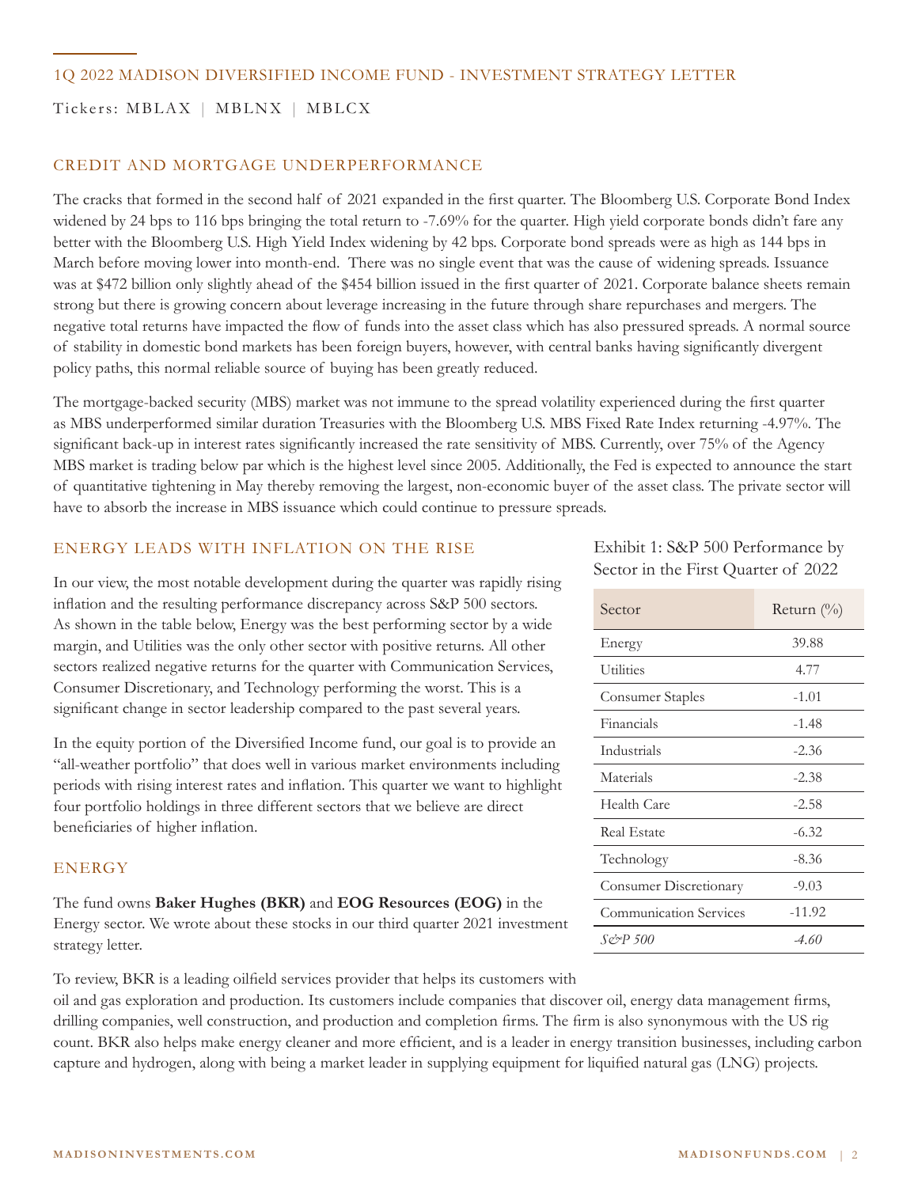1Q 2022 MADISON DIVERSIFIED INCOME FUND - INVESTMENT STRATEGY LETTER

Tickers: MBLAX | MBLNX | MBLCX

## CREDIT AND MORTGAGE UNDERPERFORMANCE

The cracks that formed in the second half of 2021 expanded in the first quarter. The Bloomberg U.S. Corporate Bond Index widened by 24 bps to 116 bps bringing the total return to -7.69% for the quarter. High yield corporate bonds didn't fare any better with the Bloomberg U.S. High Yield Index widening by 42 bps. Corporate bond spreads were as high as 144 bps in March before moving lower into month-end. There was no single event that was the cause of widening spreads. Issuance was at $472 billion only slightly ahead of the $454 billion issued in the first quarter of 2021. Corporate balance sheets remain strong but there is growing concern about leverage increasing in the future through share repurchases and mergers. The negative total returns have impacted the flow of funds into the asset class which has also pressured spreads. A normal source of stability in domestic bond markets has been foreign buyers, however, with central banks having significantly divergent policy paths, this normal reliable source of buying has been greatly reduced.

The mortgage-backed security (MBS) market was not immune to the spread volatility experienced during the first quarter as MBS underperformed similar duration Treasuries with the Bloomberg U.S. MBS Fixed Rate Index returning -4.97%. The significant back-up in interest rates significantly increased the rate sensitivity of MBS. Currently, over 75% of the Agency MBS market is trading below par which is the highest level since 2005. Additionally, the Fed is expected to announce the start of quantitative tightening in May thereby removing the largest, non-economic buyer of the asset class. The private sector will have to absorb the increase in MBS issuance which could continue to pressure spreads.

## ENERGY LEADS WITH INFLATION ON THE RISE

In our view, the most notable development during the quarter was rapidly rising inflation and the resulting performance discrepancy across S&P 500 sectors. As shown in the table below, Energy was the best performing sector by a wide margin, and Utilities was the only other sector with positive returns. All other sectors realized negative returns for the quarter with Communication Services, Consumer Discretionary, and Technology performing the worst. This is a significant change in sector leadership compared to the past several years.

Exhibit 1: S&P 500 Performance by Sector in the First Quarter of 2022

| Sector | Return (%) |
|---|---|
| Energy | 39.88 |
| Utilities | 4.77 |
| Consumer Staples | -1.01 |
| Financials | -1.48 |
| Industrials | -2.36 |
| Materials | -2.38 |
| Health Care | -2.58 |
| Real Estate | -6.32 |
| Technology | -8.36 |
| Consumer Discretionary | -9.03 |
| Communication Services | -11.92 |
| *S&P 500* | *-4.60* |

In the equity portion of the Diversified Income fund, our goal is to provide an "all-weather portfolio" that does well in various market environments including periods with rising interest rates and inflation. This quarter we want to highlight four portfolio holdings in three different sectors that we believe are direct beneficiaries of higher inflation.

## ENERGY

The fund owns **Baker Hughes (BKR)** and **EOG Resources (EOG)** in the Energy sector. We wrote about these stocks in our third quarter 2021 investment strategy letter.

To review, BKR is a leading oilfield services provider that helps its customers with oil and gas exploration and production. Its customers include companies that discover oil, energy data management firms, drilling companies, well construction, and production and completion firms. The firm is also synonymous with the US rig count. BKR also helps make energy cleaner and more efficient, and is a leader in energy transition businesses, including carbon capture and hydrogen, along with being a market leader in supplying equipment for liquified natural gas (LNG) projects.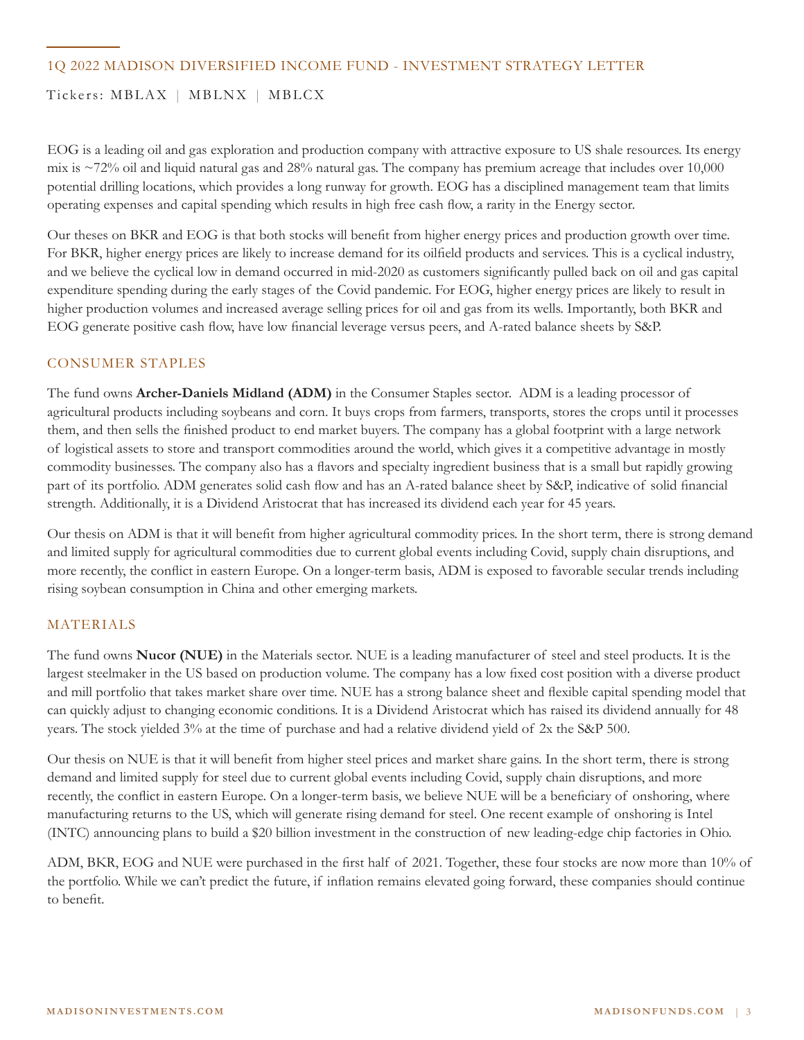EOG is a leading oil and gas exploration and production company with attractive exposure to US shale resources. Its energy mix is ~72% oil and liquid natural gas and 28% natural gas. The company has premium acreage that includes over 10,000 potential drilling locations, which provides a long runway for growth. EOG has a disciplined management team that limits operating expenses and capital spending which results in high free cash flow, a rarity in the Energy sector.

Our theses on BKR and EOG is that both stocks will benefit from higher energy prices and production growth over time. For BKR, higher energy prices are likely to increase demand for its oilfield products and services. This is a cyclical industry, and we believe the cyclical low in demand occurred in mid-2020 as customers significantly pulled back on oil and gas capital expenditure spending during the early stages of the Covid pandemic. For EOG, higher energy prices are likely to result in higher production volumes and increased average selling prices for oil and gas from its wells. Importantly, both BKR and EOG generate positive cash flow, have low financial leverage versus peers, and A-rated balance sheets by S&P.

## CONSUMER STAPLES

The fund owns **Archer-Daniels Midland (ADM)** in the Consumer Staples sector. ADM is a leading processor of agricultural products including soybeans and corn. It buys crops from farmers, transports, stores the crops until it processes them, and then sells the finished product to end market buyers. The company has a global footprint with a large network of logistical assets to store and transport commodities around the world, which gives it a competitive advantage in mostly commodity businesses. The company also has a flavors and specialty ingredient business that is a small but rapidly growing part of its portfolio. ADM generates solid cash flow and has an A-rated balance sheet by S&P, indicative of solid financial strength. Additionally, it is a Dividend Aristocrat that has increased its dividend each year for 45 years.

Our thesis on ADM is that it will benefit from higher agricultural commodity prices. In the short term, there is strong demand and limited supply for agricultural commodities due to current global events including Covid, supply chain disruptions, and more recently, the conflict in eastern Europe. On a longer-term basis, ADM is exposed to favorable secular trends including rising soybean consumption in China and other emerging markets.

## MATERIALS

The fund owns **Nucor (NUE)** in the Materials sector. NUE is a leading manufacturer of steel and steel products. It is the largest steelmaker in the US based on production volume. The company has a low fixed cost position with a diverse product and mill portfolio that takes market share over time. NUE has a strong balance sheet and flexible capital spending model that can quickly adjust to changing economic conditions. It is a Dividend Aristocrat which has raised its dividend annually for 48 years. The stock yielded 3% at the time of purchase and had a relative dividend yield of 2x the S&P 500.

Our thesis on NUE is that it will benefit from higher steel prices and market share gains. In the short term, there is strong demand and limited supply for steel due to current global events including Covid, supply chain disruptions, and more recently, the conflict in eastern Europe. On a longer-term basis, we believe NUE will be a beneficiary of onshoring, where manufacturing returns to the US, which will generate rising demand for steel. One recent example of onshoring is Intel (INTC) announcing plans to build a $20 billion investment in the construction of new leading-edge chip factories in Ohio.

ADM, BKR, EOG and NUE were purchased in the first half of 2021. Together, these four stocks are now more than 10% of the portfolio. While we can't predict the future, if inflation remains elevated going forward, these companies should continue to benefit.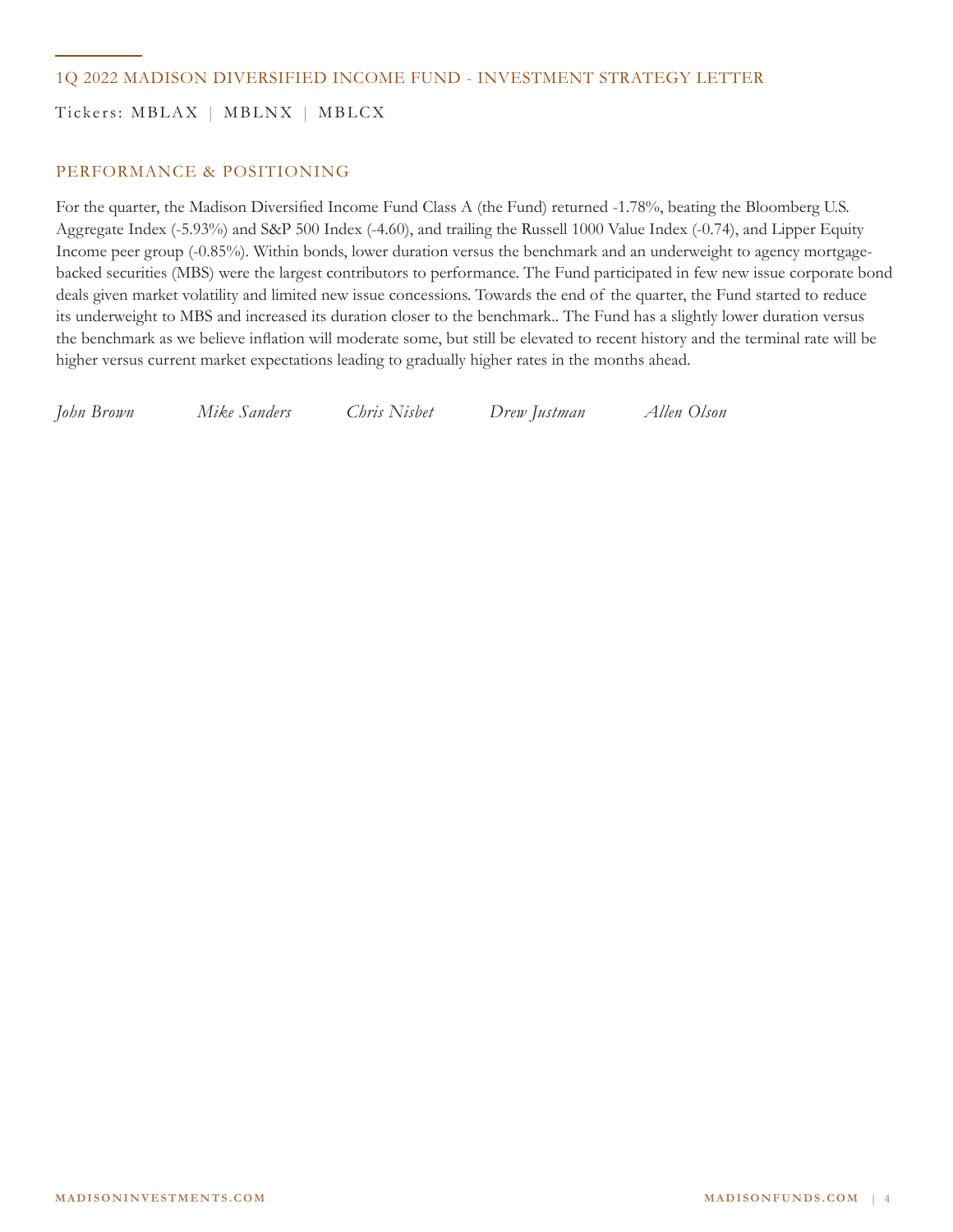## 1Q 2022 MADISON DIVERSIFIED INCOME FUND - INVESTMENT STRATEGY LETTER

Tickers: MBLAX | MBLNX | MBLCX

### PERFORMANCE & POSITIONING

For the quarter, the Madison Diversified Income Fund Class A (the Fund) returned -1.78%, beating the Bloomberg U.S. Aggregate Index (-5.93%) and S&P 500 Index (-4.60), and trailing the Russell 1000 Value Index (-0.74), and Lipper Equity Income peer group (-0.85%). Within bonds, lower duration versus the benchmark and an underweight to agency mortgage-backed securities (MBS) were the largest contributors to performance. The Fund participated in few new issue corporate bond deals given market volatility and limited new issue concessions. Towards the end of the quarter, the Fund started to reduce its underweight to MBS and increased its duration closer to the benchmark.. The Fund has a slightly lower duration versus the benchmark as we believe inflation will moderate some, but still be elevated to recent history and the terminal rate will be higher versus current market expectations leading to gradually higher rates in the months ahead.

*John Brown* *Mike Sanders* *Chris Nisbet* *Drew Justman* *Allen Olson*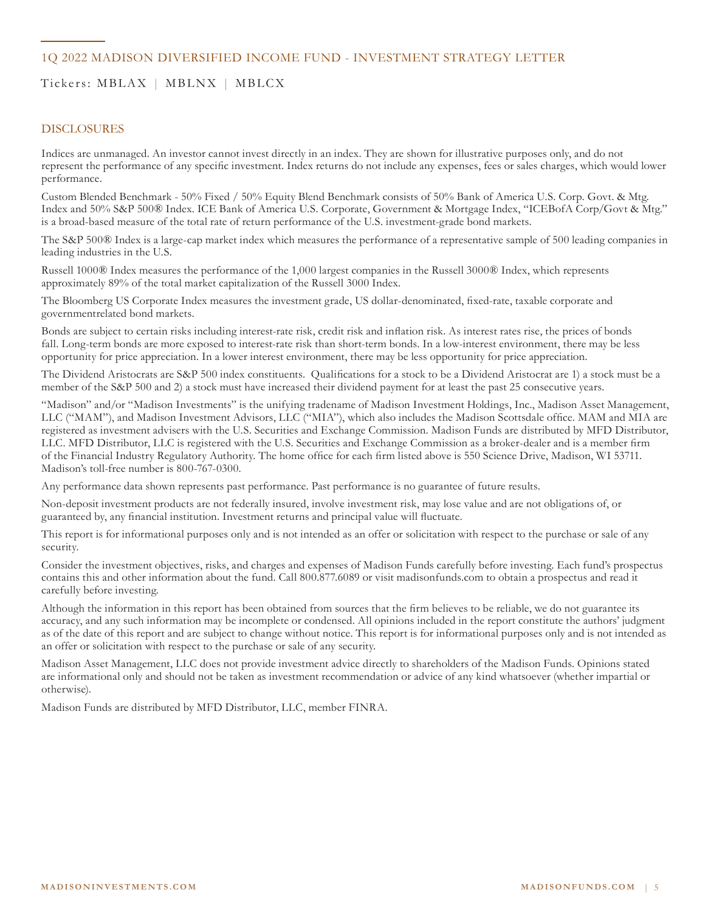## 1Q 2022 MADISON DIVERSIFIED INCOME FUND - INVESTMENT STRATEGY LETTER

Tickers: MBLAX | MBLNX | MBLCX

### DISCLOSURES

Indices are unmanaged. An investor cannot invest directly in an index. They are shown for illustrative purposes only, and do not represent the performance of any specific investment. Index returns do not include any expenses, fees or sales charges, which would lower performance.

Custom Blended Benchmark - 50% Fixed / 50% Equity Blend Benchmark consists of 50% Bank of America U.S. Corp. Govt. & Mtg. Index and 50% S&P 500® Index. ICE Bank of America U.S. Corporate, Government & Mortgage Index, "ICEBofA Corp/Govt & Mtg." is a broad-based measure of the total rate of return performance of the U.S. investment-grade bond markets.

The S&P 500® Index is a large-cap market index which measures the performance of a representative sample of 500 leading companies in leading industries in the U.S.

Russell 1000® Index measures the performance of the 1,000 largest companies in the Russell 3000® Index, which represents approximately 89% of the total market capitalization of the Russell 3000 Index.

The Bloomberg US Corporate Index measures the investment grade, US dollar-denominated, fixed-rate, taxable corporate and governmentrelated bond markets.

Bonds are subject to certain risks including interest-rate risk, credit risk and inflation risk. As interest rates rise, the prices of bonds fall. Long-term bonds are more exposed to interest-rate risk than short-term bonds. In a low-interest environment, there may be less opportunity for price appreciation. In a lower interest environment, there may be less opportunity for price appreciation.

The Dividend Aristocrats are S&P 500 index constituents. Qualifications for a stock to be a Dividend Aristocrat are 1) a stock must be a member of the S&P 500 and 2) a stock must have increased their dividend payment for at least the past 25 consecutive years.

"Madison" and/or "Madison Investments" is the unifying tradename of Madison Investment Holdings, Inc., Madison Asset Management, LLC ("MAM"), and Madison Investment Advisors, LLC ("MIA"), which also includes the Madison Scottsdale office. MAM and MIA are registered as investment advisers with the U.S. Securities and Exchange Commission. Madison Funds are distributed by MFD Distributor, LLC. MFD Distributor, LLC is registered with the U.S. Securities and Exchange Commission as a broker-dealer and is a member firm of the Financial Industry Regulatory Authority. The home office for each firm listed above is 550 Science Drive, Madison, WI 53711. Madison's toll-free number is 800-767-0300.

Any performance data shown represents past performance. Past performance is no guarantee of future results.

Non-deposit investment products are not federally insured, involve investment risk, may lose value and are not obligations of, or guaranteed by, any financial institution. Investment returns and principal value will fluctuate.

This report is for informational purposes only and is not intended as an offer or solicitation with respect to the purchase or sale of any security.

Consider the investment objectives, risks, and charges and expenses of Madison Funds carefully before investing. Each fund's prospectus contains this and other information about the fund. Call 800.877.6089 or visit madisonfunds.com to obtain a prospectus and read it carefully before investing.

Although the information in this report has been obtained from sources that the firm believes to be reliable, we do not guarantee its accuracy, and any such information may be incomplete or condensed. All opinions included in the report constitute the authors' judgment as of the date of this report and are subject to change without notice. This report is for informational purposes only and is not intended as an offer or solicitation with respect to the purchase or sale of any security.

Madison Asset Management, LLC does not provide investment advice directly to shareholders of the Madison Funds. Opinions stated are informational only and should not be taken as investment recommendation or advice of any kind whatsoever (whether impartial or otherwise).

Madison Funds are distributed by MFD Distributor, LLC, member FINRA.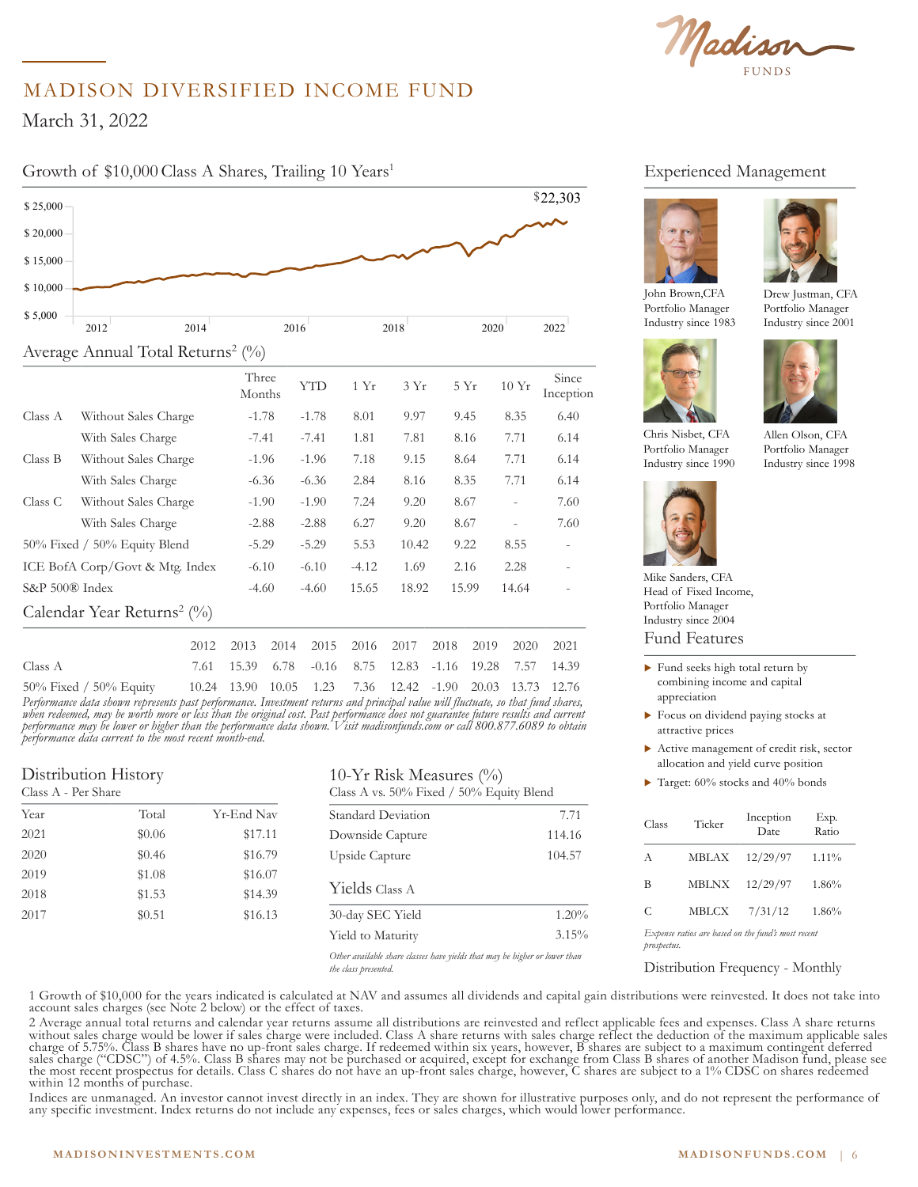# MADISON DIVERSIFIED INCOME FUND

March 31, 2022

## Growth of $10,000 Class A Shares, Trailing 10 Years[1]

$22,303

## Average Annual Total Returns[2] (%)

| | | Three Months | YTD | 1 Yr | 3 Yr | 5 Yr | 10 Yr | Since Inception |
|---|---|---|---|---|---|---|---|---|
| Class A | Without Sales Charge | -1.78 | -1.78 | 8.01 | 9.97 | 9.45 | 8.35 | 6.40 |
| | With Sales Charge | -7.41 | -7.41 | 1.81 | 7.81 | 8.16 | 7.71 | 6.14 |
| Class B | Without Sales Charge | -1.96 | -1.96 | 7.18 | 9.15 | 8.64 | 7.71 | 6.14 |
| | With Sales Charge | -6.36 | -6.36 | 2.84 | 8.16 | 8.35 | 7.71 | 6.14 |
| Class C | Without Sales Charge | -1.90 | -1.90 | 7.24 | 9.20 | 8.67 | - | 7.60 |
| | With Sales Charge | -2.88 | -2.88 | 6.27 | 9.20 | 8.67 | - | 7.60 |
| 50% Fixed / 50% Equity Blend | | -5.29 | -5.29 | 5.53 | 10.42 | 9.22 | 8.55 | - |
| ICE BofA Corp/Govt & Mtg. Index | | -6.10 | -6.10 | -4.12 | 1.69 | 2.16 | 2.28 | - |
| S&P 500® Index | | -4.60 | -4.60 | 15.65 | 18.92 | 15.99 | 14.64 | - |

## Calendar Year Returns[2] (%)

| | 2012 | 2013 | 2014 | 2015 | 2016 | 2017 | 2018 | 2019 | 2020 | 2021 |
|---|---|---|---|---|---|---|---|---|---|---|
| Class A | 7.61 | 15.39 | 6.78 | -0.16 | 8.75 | 12.83 | -1.16 | 19.28 | 7.57 | 14.39 |
| 50% Fixed / 50% Equity | 10.24 | 13.90 | 10.05 | 1.23 | 7.36 | 12.42 | -1.90 | 20.03 | 13.73 | 12.76 |

*Performance data shown represents past performance. Investment returns and principal value will fluctuate, so that fund shares, when redeemed, may be worth more or less than the original cost. Past performance does not guarantee future results and current performance may be lower or higher than the performance data shown. Visit madisonfunds.com or call 800.877.6089 to obtain performance data current to the most recent month-end.*

## Distribution History

Class A - Per Share

| Year | Total | Yr-End Nav |
|---|---|---|
| 2021 | $0.06 | $17.11 |
| 2020 | $0.46 | $16.79 |
| 2019 | $1.08 | $16.07 |
| 2018 | $1.53 | $14.39 |
| 2017 | $0.51 | $16.13 |

## 10-Yr Risk Measures (%)

Class A vs. 50% Fixed / 50% Equity Blend

| | |
|---|---|
| Standard Deviation | 7.71 |
| Downside Capture | 114.16 |
| Upside Capture | 104.57 |

## Yields Class A

| | |
|---|---|
| 30-day SEC Yield | 1.20% |
| Yield to Maturity | 3.15% |

*Other available share classes have yields that may be higher or lower than the class presented.*

## Experienced Management

John Brown, CFA
Portfolio Manager
Industry since 1983

Drew Justman, CFA
Portfolio Manager
Industry since 2001

Chris Nisbet, CFA
Portfolio Manager
Industry since 1990

Allen Olson, CFA
Portfolio Manager
Industry since 1998

Mike Sanders, CFA
Head of Fixed Income,
Portfolio Manager
Industry since 2004

## Fund Features

- Fund seeks high total return by combining income and capital appreciation
- Focus on dividend paying stocks at attractive prices
- Active management of credit risk, sector allocation and yield curve position
- Target: 60% stocks and 40% bonds

| Class | Ticker | Inception Date | Exp. Ratio |
|---|---|---|---|
| A | MBLAX | 12/29/97 | 1.11% |
| B | MBLNX | 12/29/97 | 1.86% |
| C | MBLCX | 7/31/12 | 1.86% |

*Expense ratios are based on the fund's most recent prospectus.*

Distribution Frequency - Monthly

1 Growth of $10,000 for the years indicated is calculated at NAV and assumes all dividends and capital gain distributions were reinvested. It does not take into account sales charges (see Note 2 below) or the effect of taxes.

2 Average annual total returns and calendar year returns assume all distributions are reinvested and reflect applicable fees and expenses. Class A share returns without sales charge would be lower if sales charge were included. Class A share returns with sales charge reflect the deduction of the maximum applicable sales charge of 5.75%. Class B shares have no up-front sales charge. If redeemed within six years, however, B shares are subject to a maximum contingent deferred sales charge ("CDSC") of 4.5%. Class B shares may not be purchased or acquired, except for exchange from Class B shares of another Madison fund, please see the most recent prospectus for details. Class C shares do not have an up-front sales charge, however, C shares are subject to a 1% CDSC on shares redeemed within 12 months of purchase.

Indices are unmanaged. An investor cannot invest directly in an index. They are shown for illustrative purposes only, and do not represent the performance of any specific investment. Index returns do not include any expenses, fees or sales charges, which would lower performance.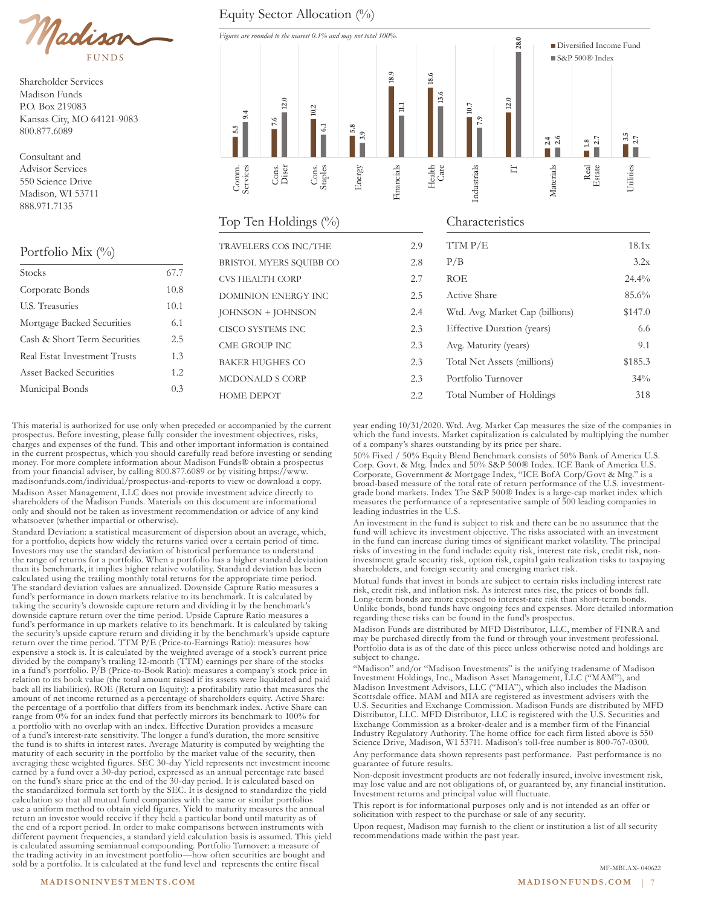Madison FUNDS

Shareholder Services
Madison Funds
P.O. Box 219083
Kansas City, MO 64121-9083
800.877.6089

Consultant and
Advisor Services
550 Science Drive
Madison, WI 53711
888.971.7135

## Equity Sector Allocation (%)

*Figures are rounded to the nearest 0.1% and may not total 100%.*

Diversified Income Fund
S&P 500® Index

Comm. Services 5.5 9.4
Cons. Discr 7.6 12.0
Cons. Staples 10.2 6.1
Energy 5.8 3.9
Financials 18.9 11.1
Health Care 18.6 13.6
Industrials 10.7 7.9
IT 12.0 28.0
Materials 2.4 2.6
Real Estate 1.8 2.7
Utilities 3.5 2.7

## Portfolio Mix (%)

| | |
|---|---|
| Stocks | 67.7 |
| Corporate Bonds | 10.8 |
| U.S. Treasuries | 10.1 |
| Mortgage Backed Securities | 6.1 |
| Cash & Short Term Securities | 2.5 |
| Real Estat Investment Trusts | 1.3 |
| Asset Backed Securities | 1.2 |
| Municipal Bonds | 0.3 |

## Top Ten Holdings (%)

| | |
|---|---|
| TRAVELERS COS INC/THE | 2.9 |
| BRISTOL MYERS SQUIBB CO | 2.8 |
| CVS HEALTH CORP | 2.7 |
| DOMINION ENERGY INC | 2.5 |
| JOHNSON + JOHNSON | 2.4 |
| CISCO SYSTEMS INC | 2.3 |
| CME GROUP INC | 2.3 |
| BAKER HUGHES CO | 2.3 |
| MCDONALD S CORP | 2.3 |
| HOME DEPOT | 2.2 |

## Characteristics

| | |
|---|---|
| TTM P/E | 18.1x |
| P/B | 3.2x |
| ROE | 24.4% |
| Active Share | 85.6% |
| Wtd. Avg. Market Cap (billions) | $147.0 |
| Effective Duration (years) | 6.6 |
| Avg. Maturity (years) | 9.1 |
| Total Net Assets (millions) | $185.3 |
| Portfolio Turnover | 34% |
| Total Number of Holdings | 318 |

This material is authorized for use only when preceded or accompanied by the current prospectus. Before investing, please fully consider the investment objectives, risks, charges and expenses of the fund. This and other important information is contained in the current prospectus, which you should carefully read before investing or sending money. For more complete information about Madison Funds® obtain a prospectus from your financial adviser, by calling 800.877.6089 or by visiting https://www.madisonfunds.com/individual/prospectus-and-reports to view or download a copy.

Madison Asset Management, LLC does not provide investment advice directly to shareholders of the Madison Funds. Materials on this document are informational only and should not be taken as investment recommendation or advice of any kind whatsoever (whether impartial or otherwise).

Standard Deviation: a statistical measurement of dispersion about an average, which, for a portfolio, depicts how widely the returns varied over a certain period of time. Investors may use the standard deviation of historical performance to understand the range of returns for a portfolio. When a portfolio has a higher standard deviation than its benchmark, it implies higher relative volatility. Standard deviation has been calculated using the trailing monthly total returns for the appropriate time period. The standard deviation values are annualized. Downside Capture Ratio measures a fund's performance in down markets relative to its benchmark. It is calculated by taking the security's downside capture return and dividing it by the benchmark's downside capture return over the time period. Upside Capture Ratio measures a fund's performance in up markets relative to its benchmark. It is calculated by taking the security's upside capture return and dividing it by the benchmark's upside capture return over the time period. TTM P/E (Price-to-Earnings Ratio): measures how expensive a stock is. It is calculated by the weighted average of a stock's current price divided by the company's trailing 12-month (TTM) earnings per share of the stocks in a fund's portfolio. P/B (Price-to-Book Ratio): measures a company's stock price in relation to its book value (the total amount raised if its assets were liquidated and paid back all its liabilities). ROE (Return on Equity): a profitability ratio that measures the amount of net income returned as a percentage of shareholders equity. Active Share: the percentage of a portfolio that differs from its benchmark index. Active Share can range from 0% for an index fund that perfectly mirrors its benchmark to 100% for a portfolio with no overlap with an index. Effective Duration provides a measure of a fund's interest-rate sensitivity. The longer a fund's duration, the more sensitive the fund is to shifts in interest rates. Average Maturity is computed by weighting the maturity of each security in the portfolio by the market value of the security, then averaging these weighted figures. SEC 30-day Yield represents net investment income earned by a fund over a 30-day period, expressed as an annual percentage rate based on the fund's share price at the end of the 30-day period. It is calculated based on the standardized formula set forth by the SEC. It is designed to standardize the yield calculation so that all mutual fund companies with the same or similar portfolios use a uniform method to obtain yield figures. Yield to maturity measures the annual return an investor would receive if they held a particular bond until maturity as of the end of a report period. In order to make comparisons between instruments with different payment frequencies, a standard yield calculation basis is assumed. This yield is calculated assuming semiannual compounding. Portfolio Turnover: a measure of the trading activity in an investment portfolio—how often securities are bought and sold by a portfolio. It is calculated at the fund level and represents the entire fiscal year ending 10/31/2020. Wtd. Avg. Market Cap measures the size of the companies in which the fund invests. Market capitalization is calculated by multiplying the number of a company's shares outstanding by its price per share.

50% Fixed / 50% Equity Blend Benchmark consists of 50% Bank of America U.S. Corp. Govt. & Mtg. Index and 50% S&P 500® Index. ICE Bank of America U.S. Corporate, Government & Mortgage Index, "ICE BofA Corp/Govt & Mtg." is a broad-based measure of the total rate of return performance of the U.S. investment-grade bond markets. Index The S&P 500® Index is a large-cap market index which measures the performance of a representative sample of 500 leading companies in leading industries in the U.S.

An investment in the fund is subject to risk and there can be no assurance that the fund will achieve its investment objective. The risks associated with an investment in the fund can increase during times of significant market volatility. The principal risks of investing in the fund include: equity risk, interest rate risk, credit risk, non-investment grade security risk, option risk, capital gain realization risks to taxpaying shareholders, and foreign security and emerging market risk.

Mutual funds that invest in bonds are subject to certain risks including interest rate risk, credit risk, and inflation risk. As interest rates rise, the prices of bonds fall. Long-term bonds are more exposed to interest-rate risk than short-term bonds. Unlike bonds, bond funds have ongoing fees and expenses. More detailed information regarding these risks can be found in the fund's prospectus.

Madison Funds are distributed by MFD Distributor, LLC, member of FINRA and may be purchased directly from the fund or through your investment professional. Portfolio data is as of the date of this piece unless otherwise noted and holdings are subject to change.

"Madison" and/or "Madison Investments" is the unifying tradename of Madison Investment Holdings, Inc., Madison Asset Management, LLC ("MAM"), and Madison Investment Advisors, LLC ("MIA"), which also includes the Madison Scottsdale office. MAM and MIA are registered as investment advisers with the U.S. Securities and Exchange Commission. Madison Funds are distributed by MFD Distributor, LLC. MFD Distributor, LLC is registered with the U.S. Securities and Exchange Commission as a broker-dealer and is a member firm of the Financial Industry Regulatory Authority. The home office for each firm listed above is 550 Science Drive, Madison, WI 53711. Madison's toll-free number is 800-767-0300.

Any performance data shown represents past performance. Past performance is no guarantee of future results.

Non-deposit investment products are not federally insured, involve investment risk, may lose value and are not obligations of, or guaranteed by, any financial institution. Investment returns and principal value will fluctuate.

This report is for informational purposes only and is not intended as an offer or solicitation with respect to the purchase or sale of any security.

Upon request, Madison may furnish to the client or institution a list of all security recommendations made within the past year.

MF-MBLAX- 040622

MADISONINVESTMENTS.COM

MADISONFUNDS.COM